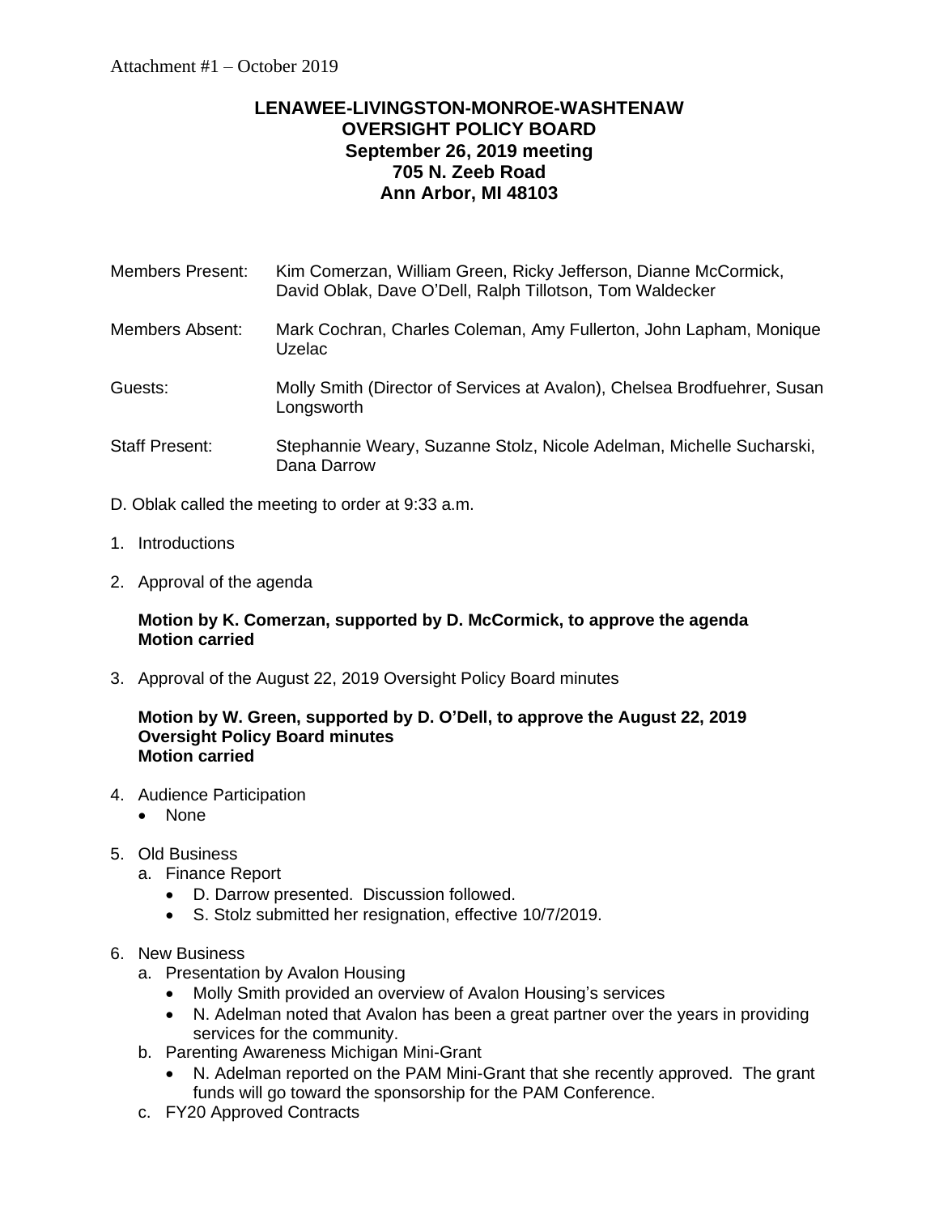Attachment #1 – October 2019

**LENAWEE-LIVINGSTON-MONROE-WASHTENAW**
**OVERSIGHT POLICY BOARD**
**September 26, 2019 meeting**
**705 N. Zeeb Road**
**Ann Arbor, MI 48103**

| | |
|---|---|
| Members Present: | Kim Comerzan, William Green, Ricky Jefferson, Dianne McCormick, David Oblak, Dave O'Dell, Ralph Tillotson, Tom Waldecker |
| Members Absent: | Mark Cochran, Charles Coleman, Amy Fullerton, John Lapham, Monique Uzelac |
| Guests: | Molly Smith (Director of Services at Avalon), Chelsea Brodfuehrer, Susan Longsworth |
| Staff Present: | Stephannie Weary, Suzanne Stolz, Nicole Adelman, Michelle Sucharski, Dana Darrow |

D. Oblak called the meeting to order at 9:33 a.m.

1. Introductions

2. Approval of the agenda

   **Motion by K. Comerzan, supported by D. McCormick, to approve the agenda**
   **Motion carried**

3. Approval of the August 22, 2019 Oversight Policy Board minutes

   **Motion by W. Green, supported by D. O'Dell, to approve the August 22, 2019 Oversight Policy Board minutes**
   **Motion carried**

4. Audience Participation
   - None

5. Old Business
   a. Finance Report
      - D. Darrow presented. Discussion followed.
      - S. Stolz submitted her resignation, effective 10/7/2019.

6. New Business
   a. Presentation by Avalon Housing
      - Molly Smith provided an overview of Avalon Housing's services
      - N. Adelman noted that Avalon has been a great partner over the years in providing services for the community.

   b. Parenting Awareness Michigan Mini-Grant
      - N. Adelman reported on the PAM Mini-Grant that she recently approved. The grant funds will go toward the sponsorship for the PAM Conference.

   c. FY20 Approved Contracts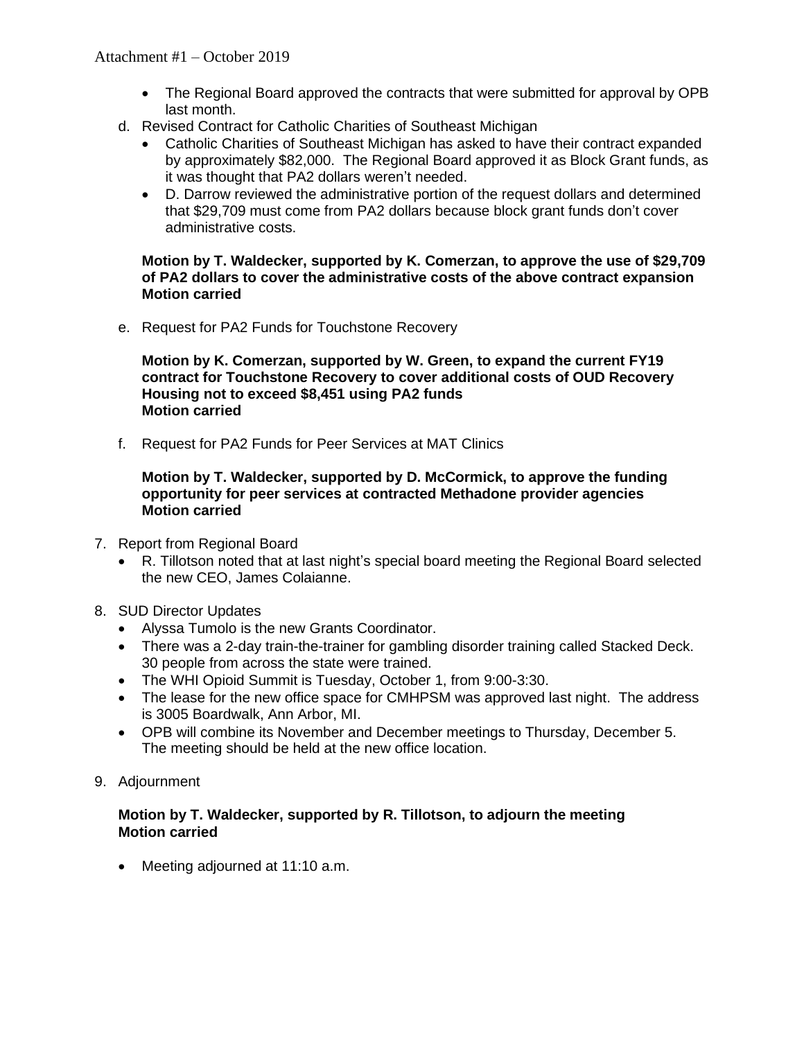Attachment #1 – October 2019

- The Regional Board approved the contracts that were submitted for approval by OPB last month.

d. Revised Contract for Catholic Charities of Southeast Michigan
   - Catholic Charities of Southeast Michigan has asked to have their contract expanded by approximately $82,000. The Regional Board approved it as Block Grant funds, as it was thought that PA2 dollars weren't needed.
   - D. Darrow reviewed the administrative portion of the request dollars and determined that $29,709 must come from PA2 dollars because block grant funds don't cover administrative costs.

   **Motion by T. Waldecker, supported by K. Comerzan, to approve the use of $29,709 of PA2 dollars to cover the administrative costs of the above contract expansion**
   **Motion carried**

e. Request for PA2 Funds for Touchstone Recovery

   **Motion by K. Comerzan, supported by W. Green, to expand the current FY19 contract for Touchstone Recovery to cover additional costs of OUD Recovery Housing not to exceed $8,451 using PA2 funds**
   **Motion carried**

f. Request for PA2 Funds for Peer Services at MAT Clinics

   **Motion by T. Waldecker, supported by D. McCormick, to approve the funding opportunity for peer services at contracted Methadone provider agencies**
   **Motion carried**

7. Report from Regional Board
   - R. Tillotson noted that at last night's special board meeting the Regional Board selected the new CEO, James Colaianne.

8. SUD Director Updates
   - Alyssa Tumolo is the new Grants Coordinator.
   - There was a 2-day train-the-trainer for gambling disorder training called Stacked Deck. 30 people from across the state were trained.
   - The WHI Opioid Summit is Tuesday, October 1, from 9:00-3:30.
   - The lease for the new office space for CMHPSM was approved last night. The address is 3005 Boardwalk, Ann Arbor, MI.
   - OPB will combine its November and December meetings to Thursday, December 5. The meeting should be held at the new office location.

9. Adjournment

   **Motion by T. Waldecker, supported by R. Tillotson, to adjourn the meeting**
   **Motion carried**

   - Meeting adjourned at 11:10 a.m.